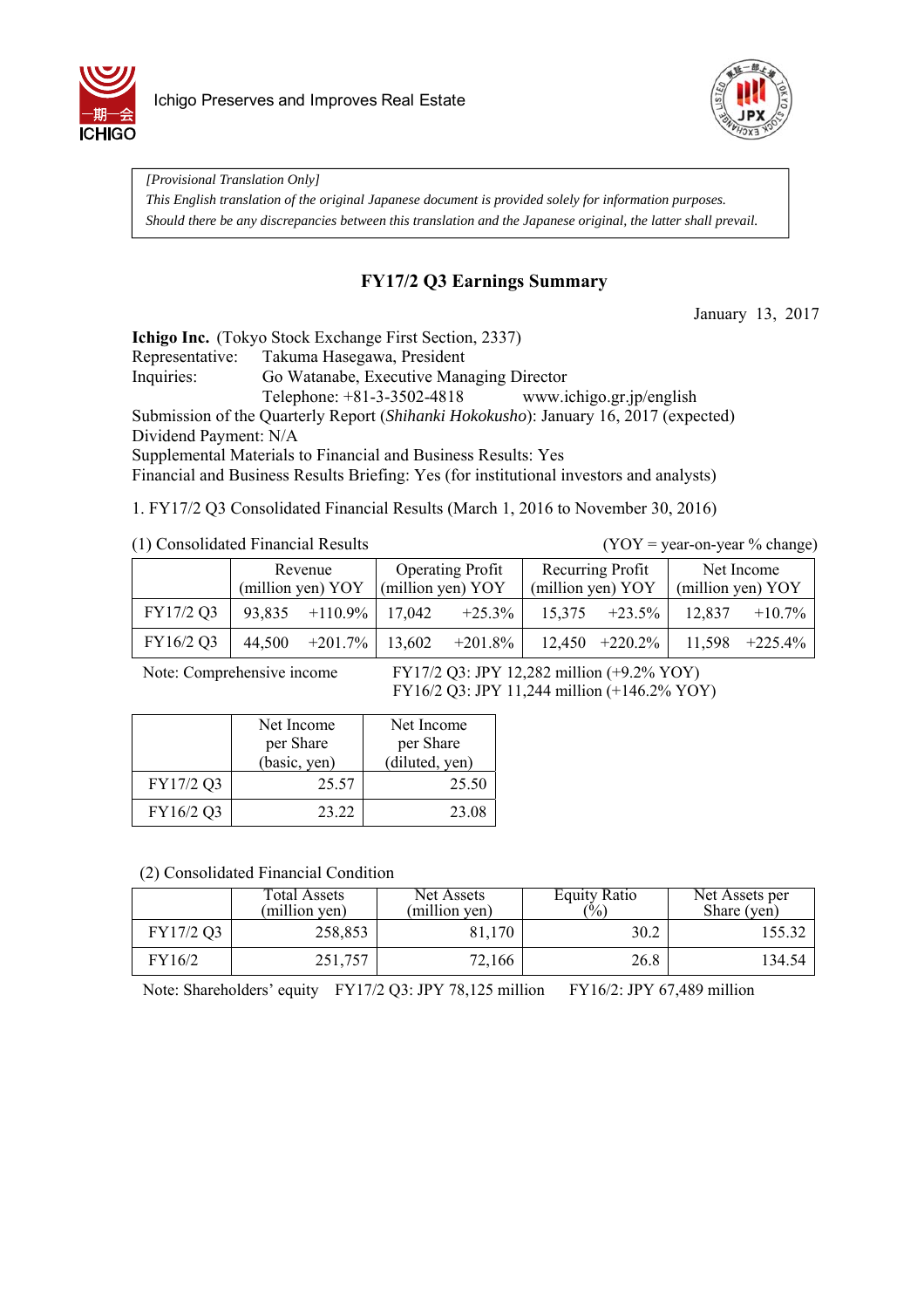Ichigo Preserves and Improves Real Estate

*[Provisional Translation Only]*
*This English translation of the original Japanese document is provided solely for information purposes. Should there be any discrepancies between this translation and the Japanese original, the latter shall prevail.*

# FY17/2 Q3 Earnings Summary

January 13, 2017

**Ichigo Inc.** (Tokyo Stock Exchange First Section, 2337)
Representative: Takuma Hasegawa, President
Inquiries: Go Watanabe, Executive Managing Director
Telephone: +81-3-3502-4818 www.ichigo.gr.jp/english
Submission of the Quarterly Report (*Shihanki Hokokusho*): January 16, 2017 (expected)
Dividend Payment: N/A
Supplemental Materials to Financial and Business Results: Yes
Financial and Business Results Briefing: Yes (for institutional investors and analysts)

1. FY17/2 Q3 Consolidated Financial Results (March 1, 2016 to November 30, 2016)

(1) Consolidated Financial Results (YOY = year-on-year % change)

| | Revenue (million yen) | YOY | Operating Profit (million yen) | YOY | Recurring Profit (million yen) | YOY | Net Income (million yen) | YOY |
|---|---|---|---|---|---|---|---|---|
| FY17/2 Q3 | 93,835 | +110.9% | 17,042 | +25.3% | 15,375 | +23.5% | 12,837 | +10.7% |
| FY16/2 Q3 | 44,500 | +201.7% | 13,602 | +201.8% | 12,450 | +220.2% | 11,598 | +225.4% |

Note: Comprehensive income FY17/2 Q3: JPY 12,282 million (+9.2% YOY)
FY16/2 Q3: JPY 11,244 million (+146.2% YOY)

| | Net Income per Share (basic, yen) | Net Income per Share (diluted, yen) |
|---|---|---|
| FY17/2 Q3 | 25.57 | 25.50 |
| FY16/2 Q3 | 23.22 | 23.08 |

(2) Consolidated Financial Condition

| | Total Assets (million yen) | Net Assets (million yen) | Equity Ratio (%) | Net Assets per Share (yen) |
|---|---|---|---|---|
| FY17/2 Q3 | 258,853 | 81,170 | 30.2 | 155.32 |
| FY16/2 | 251,757 | 72,166 | 26.8 | 134.54 |

Note: Shareholders' equity FY17/2 Q3: JPY 78,125 million FY16/2: JPY 67,489 million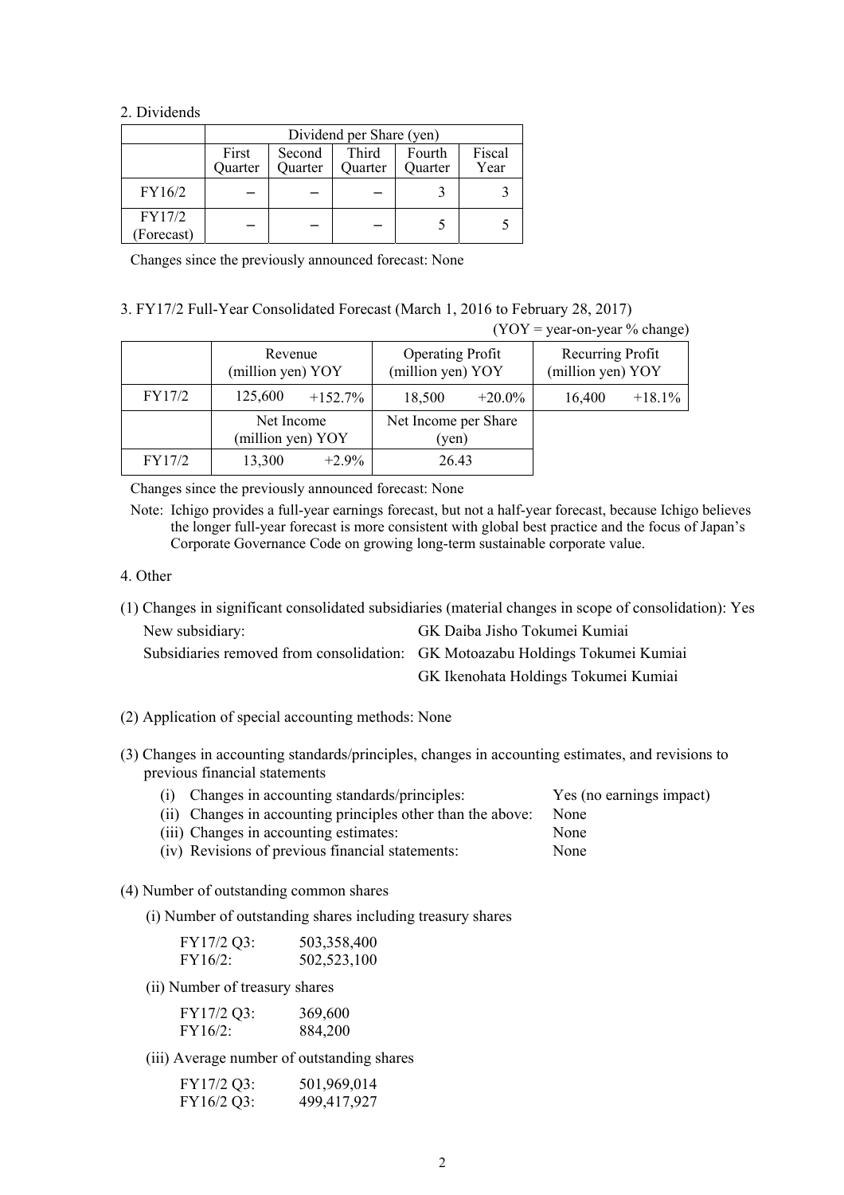## 2. Dividends

| | Dividend per Share (yen) | | | | |
|---|---|---|---|---|---|
| | First Quarter | Second Quarter | Third Quarter | Fourth Quarter | Fiscal Year |
| FY16/2 | – | – | – | 3 | 3 |
| FY17/2 (Forecast) | – | – | – | 5 | 5 |

Changes since the previously announced forecast: None

## 3. FY17/2 Full-Year Consolidated Forecast (March 1, 2016 to February 28, 2017)

(YOY = year-on-year % change)

| | Revenue (million yen) | YOY | Operating Profit (million yen) | YOY | Recurring Profit (million yen) | YOY |
|---|---|---|---|---|---|---|
| FY17/2 | 125,600 | +152.7% | 18,500 | +20.0% | 16,400 | +18.1% |

| | Net Income (million yen) | YOY | Net Income per Share (yen) |
|---|---|---|---|
| FY17/2 | 13,300 | +2.9% | 26.43 |

Changes since the previously announced forecast: None

Note: Ichigo provides a full-year earnings forecast, but not a half-year forecast, because Ichigo believes the longer full-year forecast is more consistent with global best practice and the focus of Japan's Corporate Governance Code on growing long-term sustainable corporate value.

## 4. Other

(1) Changes in significant consolidated subsidiaries (material changes in scope of consolidation): Yes

New subsidiary: GK Daiba Jisho Tokumei Kumiai

Subsidiaries removed from consolidation: GK Motoazabu Holdings Tokumei Kumiai
GK Ikenohata Holdings Tokumei Kumiai

(2) Application of special accounting methods: None

(3) Changes in accounting standards/principles, changes in accounting estimates, and revisions to previous financial statements

- (i) Changes in accounting standards/principles: Yes (no earnings impact)
- (ii) Changes in accounting principles other than the above: None
- (iii) Changes in accounting estimates: None
- (iv) Revisions of previous financial statements: None

(4) Number of outstanding common shares

(i) Number of outstanding shares including treasury shares

FY17/2 Q3: 503,358,400
FY16/2: 502,523,100

(ii) Number of treasury shares

FY17/2 Q3: 369,600
FY16/2: 884,200

(iii) Average number of outstanding shares

FY17/2 Q3: 501,969,014
FY16/2 Q3: 499,417,927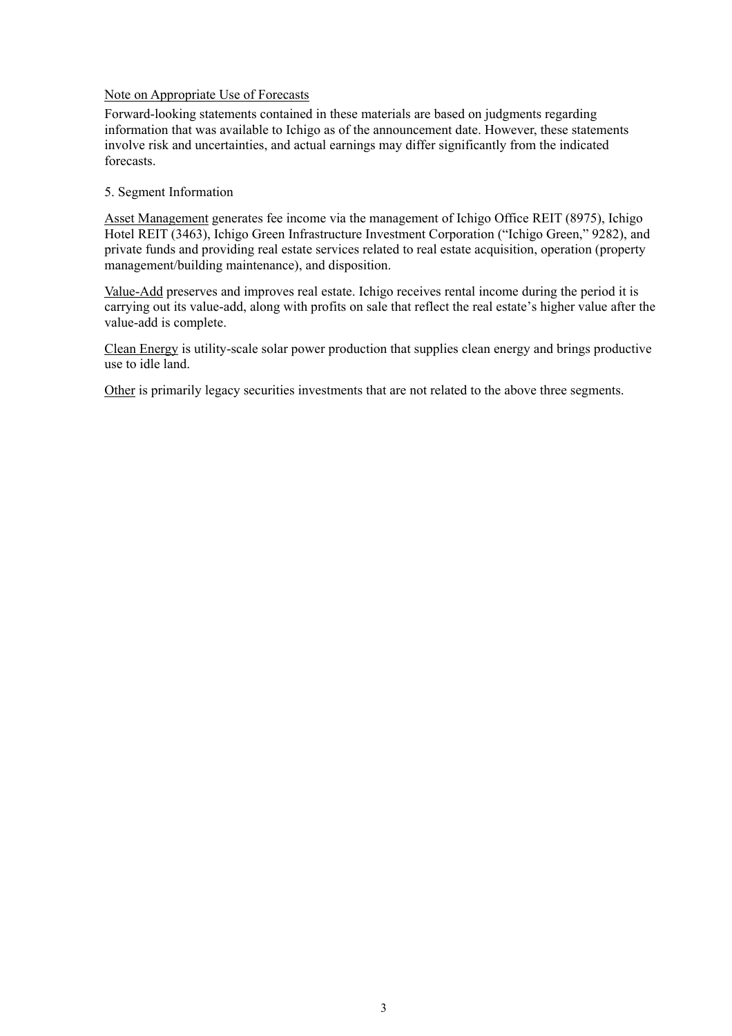Note on Appropriate Use of Forecasts

Forward-looking statements contained in these materials are based on judgments regarding information that was available to Ichigo as of the announcement date. However, these statements involve risk and uncertainties, and actual earnings may differ significantly from the indicated forecasts.

5. Segment Information

Asset Management generates fee income via the management of Ichigo Office REIT (8975), Ichigo Hotel REIT (3463), Ichigo Green Infrastructure Investment Corporation ("Ichigo Green," 9282), and private funds and providing real estate services related to real estate acquisition, operation (property management/building maintenance), and disposition.

Value-Add preserves and improves real estate. Ichigo receives rental income during the period it is carrying out its value-add, along with profits on sale that reflect the real estate's higher value after the value-add is complete.

Clean Energy is utility-scale solar power production that supplies clean energy and brings productive use to idle land.

Other is primarily legacy securities investments that are not related to the above three segments.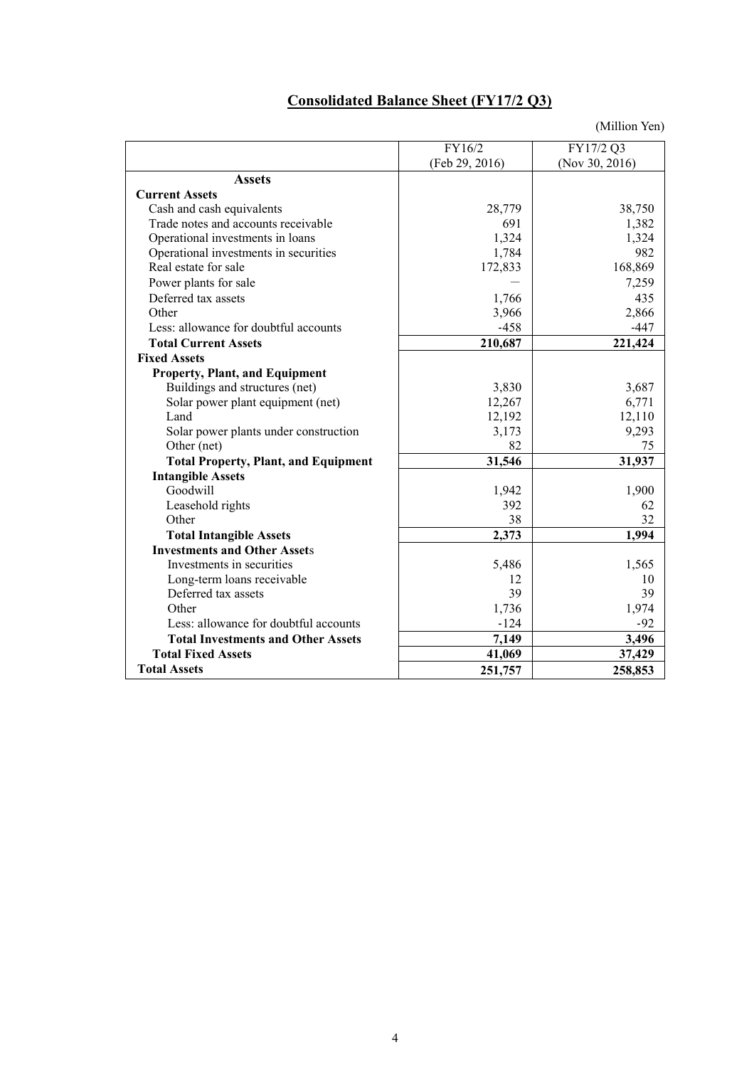## Consolidated Balance Sheet (FY17/2 Q3)

(Million Yen)

| | FY16/2 (Feb 29, 2016) | FY17/2 Q3 (Nov 30, 2016) |
|---|---|---|
| **Assets** | | |
| **Current Assets** | | |
| Cash and cash equivalents | 28,779 | 38,750 |
| Trade notes and accounts receivable | 691 | 1,382 |
| Operational investments in loans | 1,324 | 1,324 |
| Operational investments in securities | 1,784 | 982 |
| Real estate for sale | 172,833 | 168,869 |
| Power plants for sale | — | 7,259 |
| Deferred tax assets | 1,766 | 435 |
| Other | 3,966 | 2,866 |
| Less: allowance for doubtful accounts | -458 | -447 |
| **Total Current Assets** | **210,687** | **221,424** |
| **Fixed Assets** | | |
| **Property, Plant, and Equipment** | | |
| Buildings and structures (net) | 3,830 | 3,687 |
| Solar power plant equipment (net) | 12,267 | 6,771 |
| Land | 12,192 | 12,110 |
| Solar power plants under construction | 3,173 | 9,293 |
| Other (net) | 82 | 75 |
| **Total Property, Plant, and Equipment** | **31,546** | **31,937** |
| **Intangible Assets** | | |
| Goodwill | 1,942 | 1,900 |
| Leasehold rights | 392 | 62 |
| Other | 38 | 32 |
| **Total Intangible Assets** | **2,373** | **1,994** |
| **Investments and Other Assets** | | |
| Investments in securities | 5,486 | 1,565 |
| Long-term loans receivable | 12 | 10 |
| Deferred tax assets | 39 | 39 |
| Other | 1,736 | 1,974 |
| Less: allowance for doubtful accounts | -124 | -92 |
| **Total Investments and Other Assets** | **7,149** | **3,496** |
| **Total Fixed Assets** | **41,069** | **37,429** |
| **Total Assets** | **251,757** | **258,853** |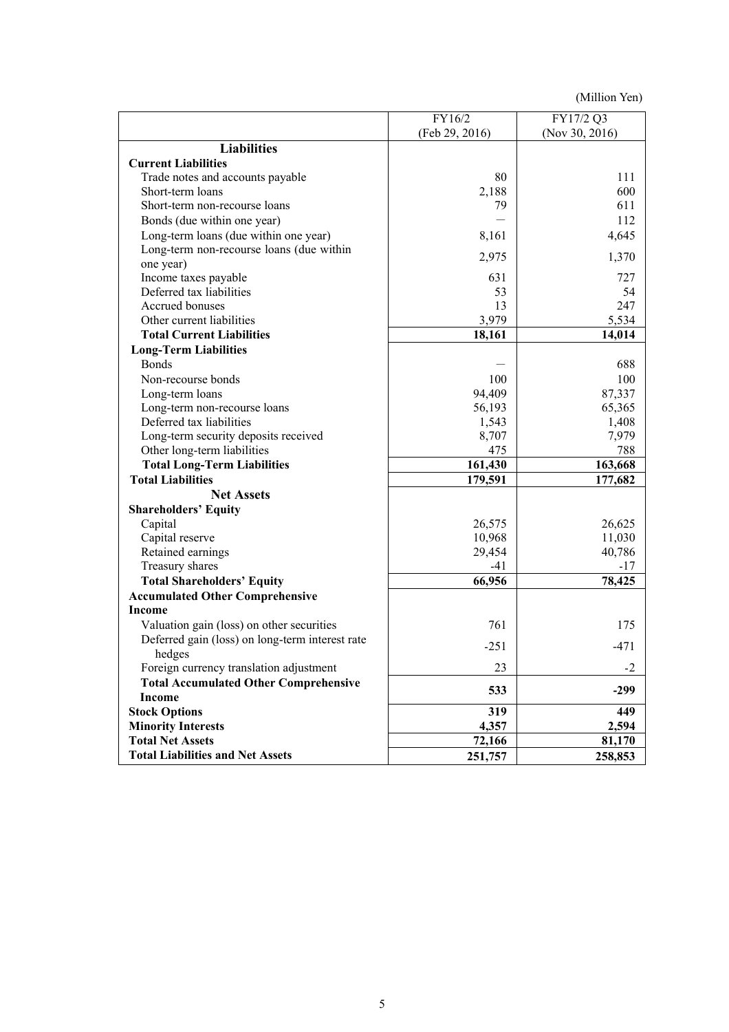(Million Yen)

| | FY16/2 (Feb 29, 2016) | FY17/2 Q3 (Nov 30, 2016) |
|---|---|---|
| **Liabilities** | | |
| **Current Liabilities** | | |
| Trade notes and accounts payable | 80 | 111 |
| Short-term loans | 2,188 | 600 |
| Short-term non-recourse loans | 79 | 611 |
| Bonds (due within one year) | ― | 112 |
| Long-term loans (due within one year) | 8,161 | 4,645 |
| Long-term non-recourse loans (due within one year) | 2,975 | 1,370 |
| Income taxes payable | 631 | 727 |
| Deferred tax liabilities | 53 | 54 |
| Accrued bonuses | 13 | 247 |
| Other current liabilities | 3,979 | 5,534 |
| **Total Current Liabilities** | **18,161** | **14,014** |
| **Long-Term Liabilities** | | |
| Bonds | ― | 688 |
| Non-recourse bonds | 100 | 100 |
| Long-term loans | 94,409 | 87,337 |
| Long-term non-recourse loans | 56,193 | 65,365 |
| Deferred tax liabilities | 1,543 | 1,408 |
| Long-term security deposits received | 8,707 | 7,979 |
| Other long-term liabilities | 475 | 788 |
| **Total Long-Term Liabilities** | **161,430** | **163,668** |
| **Total Liabilities** | **179,591** | **177,682** |
| **Net Assets** | | |
| **Shareholders' Equity** | | |
| Capital | 26,575 | 26,625 |
| Capital reserve | 10,968 | 11,030 |
| Retained earnings | 29,454 | 40,786 |
| Treasury shares | -41 | -17 |
| **Total Shareholders' Equity** | **66,956** | **78,425** |
| **Accumulated Other Comprehensive Income** | | |
| Valuation gain (loss) on other securities | 761 | 175 |
| Deferred gain (loss) on long-term interest rate hedges | -251 | -471 |
| Foreign currency translation adjustment | 23 | -2 |
| **Total Accumulated Other Comprehensive Income** | **533** | **-299** |
| **Stock Options** | **319** | **449** |
| **Minority Interests** | **4,357** | **2,594** |
| **Total Net Assets** | **72,166** | **81,170** |
| **Total Liabilities and Net Assets** | **251,757** | **258,853** |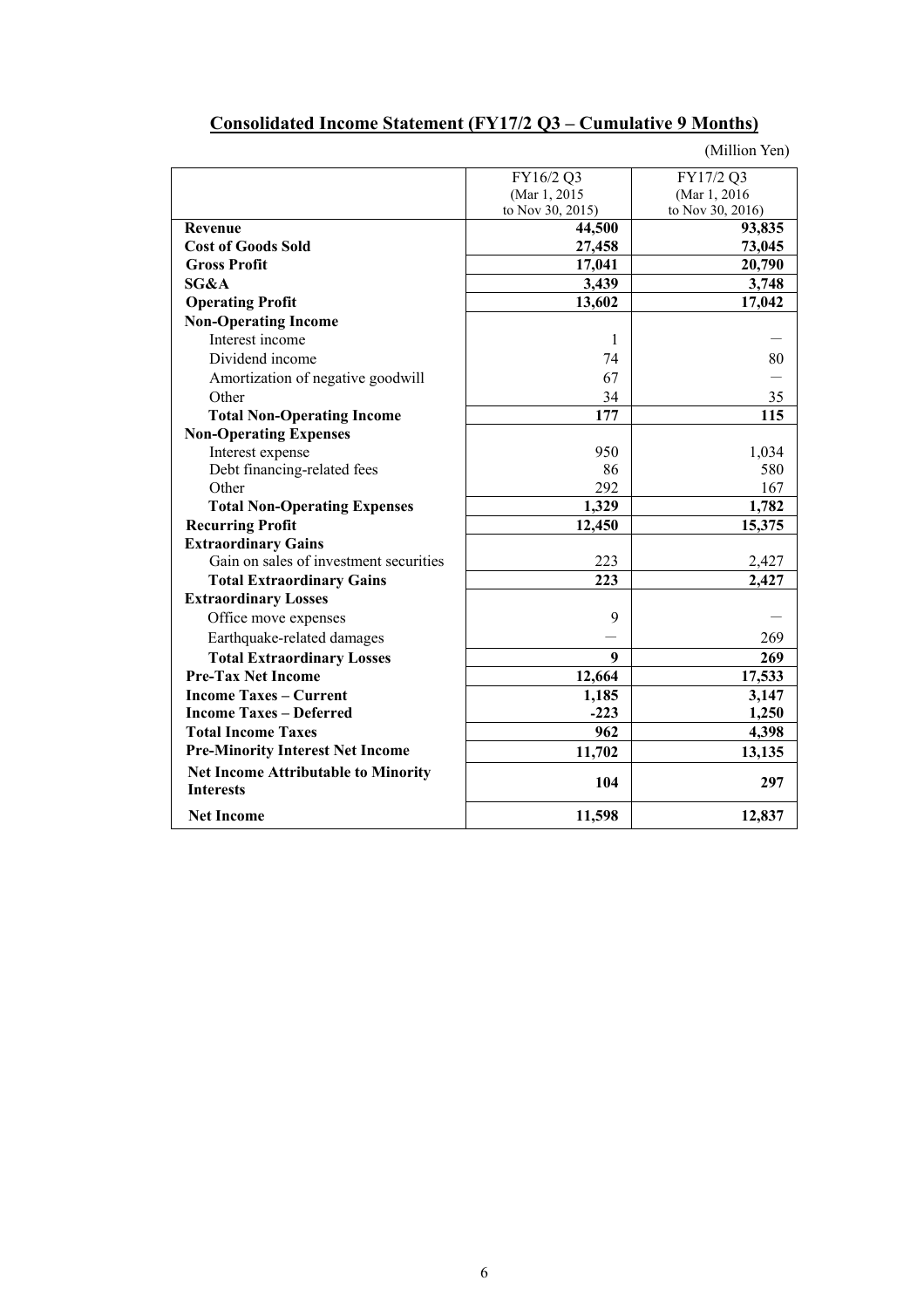## Consolidated Income Statement (FY17/2 Q3 – Cumulative 9 Months)

(Million Yen)

| | FY16/2 Q3 (Mar 1, 2015 to Nov 30, 2015) | FY17/2 Q3 (Mar 1, 2016 to Nov 30, 2016) |
|---|---|---|
| **Revenue** | **44,500** | **93,835** |
| **Cost of Goods Sold** | **27,458** | **73,045** |
| **Gross Profit** | **17,041** | **20,790** |
| **SG&A** | **3,439** | **3,748** |
| **Operating Profit** | **13,602** | **17,042** |
| **Non-Operating Income** | | |
| Interest income | 1 | — |
| Dividend income | 74 | 80 |
| Amortization of negative goodwill | 67 | — |
| Other | 34 | 35 |
| **Total Non-Operating Income** | **177** | **115** |
| **Non-Operating Expenses** | | |
| Interest expense | 950 | 1,034 |
| Debt financing-related fees | 86 | 580 |
| Other | 292 | 167 |
| **Total Non-Operating Expenses** | **1,329** | **1,782** |
| **Recurring Profit** | **12,450** | **15,375** |
| **Extraordinary Gains** | | |
| Gain on sales of investment securities | 223 | 2,427 |
| **Total Extraordinary Gains** | **223** | **2,427** |
| **Extraordinary Losses** | | |
| Office move expenses | 9 | — |
| Earthquake-related damages | — | 269 |
| **Total Extraordinary Losses** | **9** | **269** |
| **Pre-Tax Net Income** | **12,664** | **17,533** |
| **Income Taxes – Current** | **1,185** | **3,147** |
| **Income Taxes – Deferred** | **-223** | **1,250** |
| **Total Income Taxes** | **962** | **4,398** |
| **Pre-Minority Interest Net Income** | **11,702** | **13,135** |
| **Net Income Attributable to Minority Interests** | **104** | **297** |
| **Net Income** | **11,598** | **12,837** |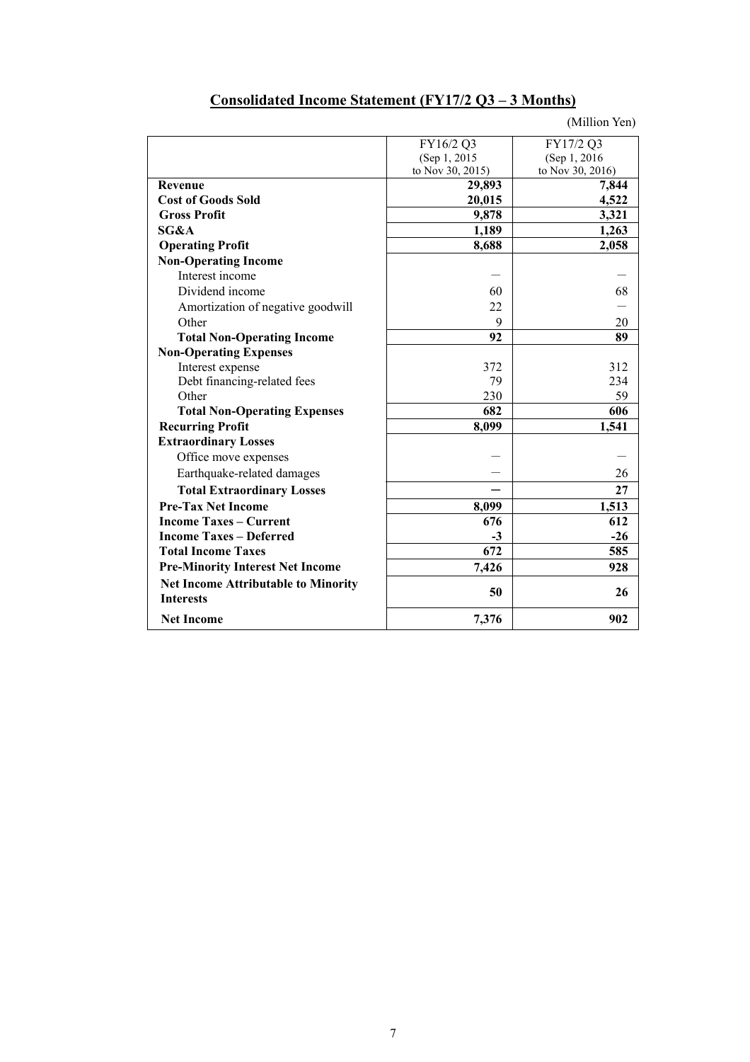## Consolidated Income Statement (FY17/2 Q3 – 3 Months)

(Million Yen)

| | FY16/2 Q3 (Sep 1, 2015 to Nov 30, 2015) | FY17/2 Q3 (Sep 1, 2016 to Nov 30, 2016) |
|---|---|---|
| **Revenue** | **29,893** | **7,844** |
| **Cost of Goods Sold** | **20,015** | **4,522** |
| **Gross Profit** | **9,878** | **3,321** |
| **SG&A** | **1,189** | **1,263** |
| **Operating Profit** | **8,688** | **2,058** |
| **Non-Operating Income** | | |
| Interest income | — | — |
| Dividend income | 60 | 68 |
| Amortization of negative goodwill | 22 | — |
| Other | 9 | 20 |
| **Total Non-Operating Income** | **92** | **89** |
| **Non-Operating Expenses** | | |
| Interest expense | 372 | 312 |
| Debt financing-related fees | 79 | 234 |
| Other | 230 | 59 |
| **Total Non-Operating Expenses** | **682** | **606** |
| **Recurring Profit** | **8,099** | **1,541** |
| **Extraordinary Losses** | | |
| Office move expenses | — | — |
| Earthquake-related damages | — | 26 |
| **Total Extraordinary Losses** | **—** | **27** |
| **Pre-Tax Net Income** | **8,099** | **1,513** |
| **Income Taxes – Current** | **676** | **612** |
| **Income Taxes – Deferred** | **-3** | **-26** |
| **Total Income Taxes** | **672** | **585** |
| **Pre-Minority Interest Net Income** | **7,426** | **928** |
| **Net Income Attributable to Minority Interests** | **50** | **26** |
| **Net Income** | **7,376** | **902** |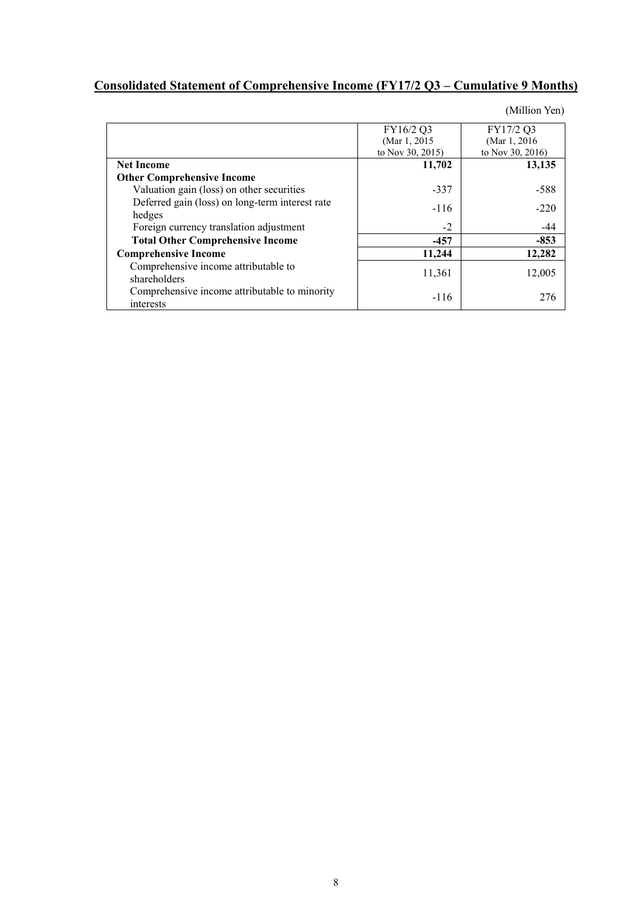## Consolidated Statement of Comprehensive Income (FY17/2 Q3 – Cumulative 9 Months)

(Million Yen)

| | FY16/2 Q3 (Mar 1, 2015 to Nov 30, 2015) | FY17/2 Q3 (Mar 1, 2016 to Nov 30, 2016) |
|---|---|---|
| **Net Income** | **11,702** | **13,135** |
| **Other Comprehensive Income** | | |
| Valuation gain (loss) on other securities | -337 | -588 |
| Deferred gain (loss) on long-term interest rate hedges | -116 | -220 |
| Foreign currency translation adjustment | -2 | -44 |
| **Total Other Comprehensive Income** | **-457** | **-853** |
| **Comprehensive Income** | **11,244** | **12,282** |
| Comprehensive income attributable to shareholders | 11,361 | 12,005 |
| Comprehensive income attributable to minority interests | -116 | 276 |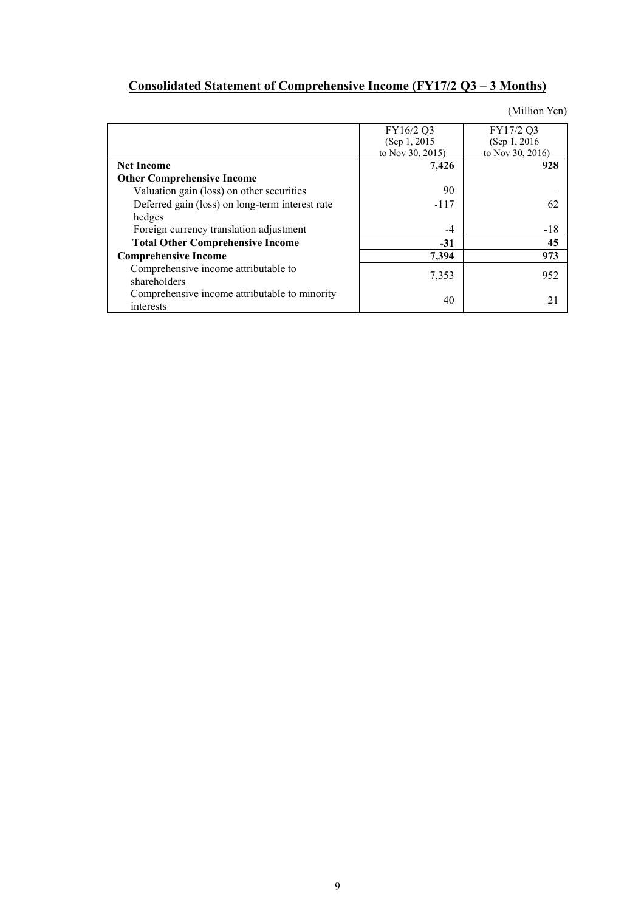## Consolidated Statement of Comprehensive Income (FY17/2 Q3 – 3 Months)

(Million Yen)

| | FY16/2 Q3 (Sep 1, 2015 to Nov 30, 2015) | FY17/2 Q3 (Sep 1, 2016 to Nov 30, 2016) |
|---|---|---|
| **Net Income** | **7,426** | **928** |
| **Other Comprehensive Income** | | |
| Valuation gain (loss) on other securities | 90 | — |
| Deferred gain (loss) on long-term interest rate hedges | -117 | 62 |
| Foreign currency translation adjustment | -4 | -18 |
| **Total Other Comprehensive Income** | **-31** | **45** |
| **Comprehensive Income** | **7,394** | **973** |
| Comprehensive income attributable to shareholders | 7,353 | 952 |
| Comprehensive income attributable to minority interests | 40 | 21 |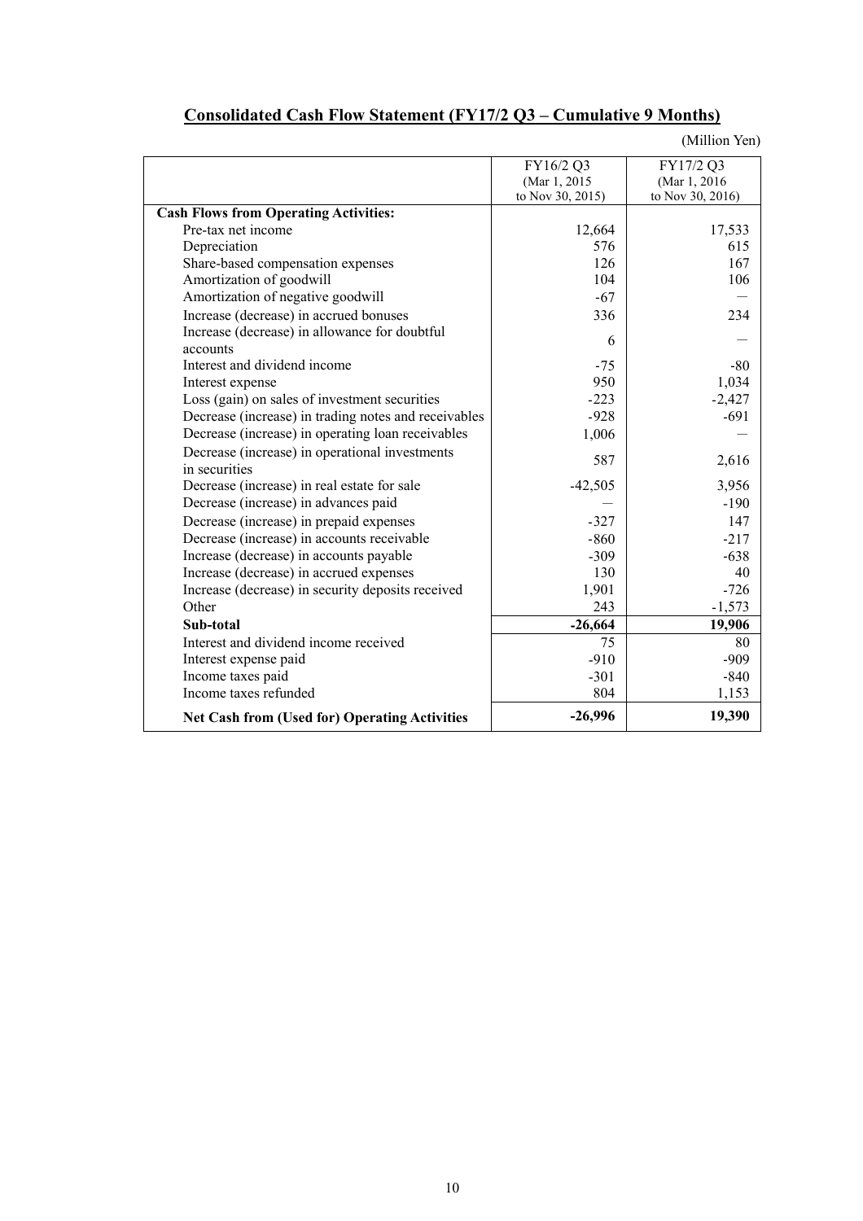## Consolidated Cash Flow Statement (FY17/2 Q3 – Cumulative 9 Months)

(Million Yen)

| | FY16/2 Q3 (Mar 1, 2015 to Nov 30, 2015) | FY17/2 Q3 (Mar 1, 2016 to Nov 30, 2016) |
|---|---|---|
| **Cash Flows from Operating Activities:** | | |
| Pre-tax net income | 12,664 | 17,533 |
| Depreciation | 576 | 615 |
| Share-based compensation expenses | 126 | 167 |
| Amortization of goodwill | 104 | 106 |
| Amortization of negative goodwill | -67 | — |
| Increase (decrease) in accrued bonuses | 336 | 234 |
| Increase (decrease) in allowance for doubtful accounts | 6 | — |
| Interest and dividend income | -75 | -80 |
| Interest expense | 950 | 1,034 |
| Loss (gain) on sales of investment securities | -223 | -2,427 |
| Decrease (increase) in trading notes and receivables | -928 | -691 |
| Decrease (increase) in operating loan receivables | 1,006 | — |
| Decrease (increase) in operational investments in securities | 587 | 2,616 |
| Decrease (increase) in real estate for sale | -42,505 | 3,956 |
| Decrease (increase) in advances paid | — | -190 |
| Decrease (increase) in prepaid expenses | -327 | 147 |
| Decrease (increase) in accounts receivable | -860 | -217 |
| Increase (decrease) in accounts payable | -309 | -638 |
| Increase (decrease) in accrued expenses | 130 | 40 |
| Increase (decrease) in security deposits received | 1,901 | -726 |
| Other | 243 | -1,573 |
| **Sub-total** | **-26,664** | **19,906** |
| Interest and dividend income received | 75 | 80 |
| Interest expense paid | -910 | -909 |
| Income taxes paid | -301 | -840 |
| Income taxes refunded | 804 | 1,153 |
| **Net Cash from (Used for) Operating Activities** | **-26,996** | **19,390** |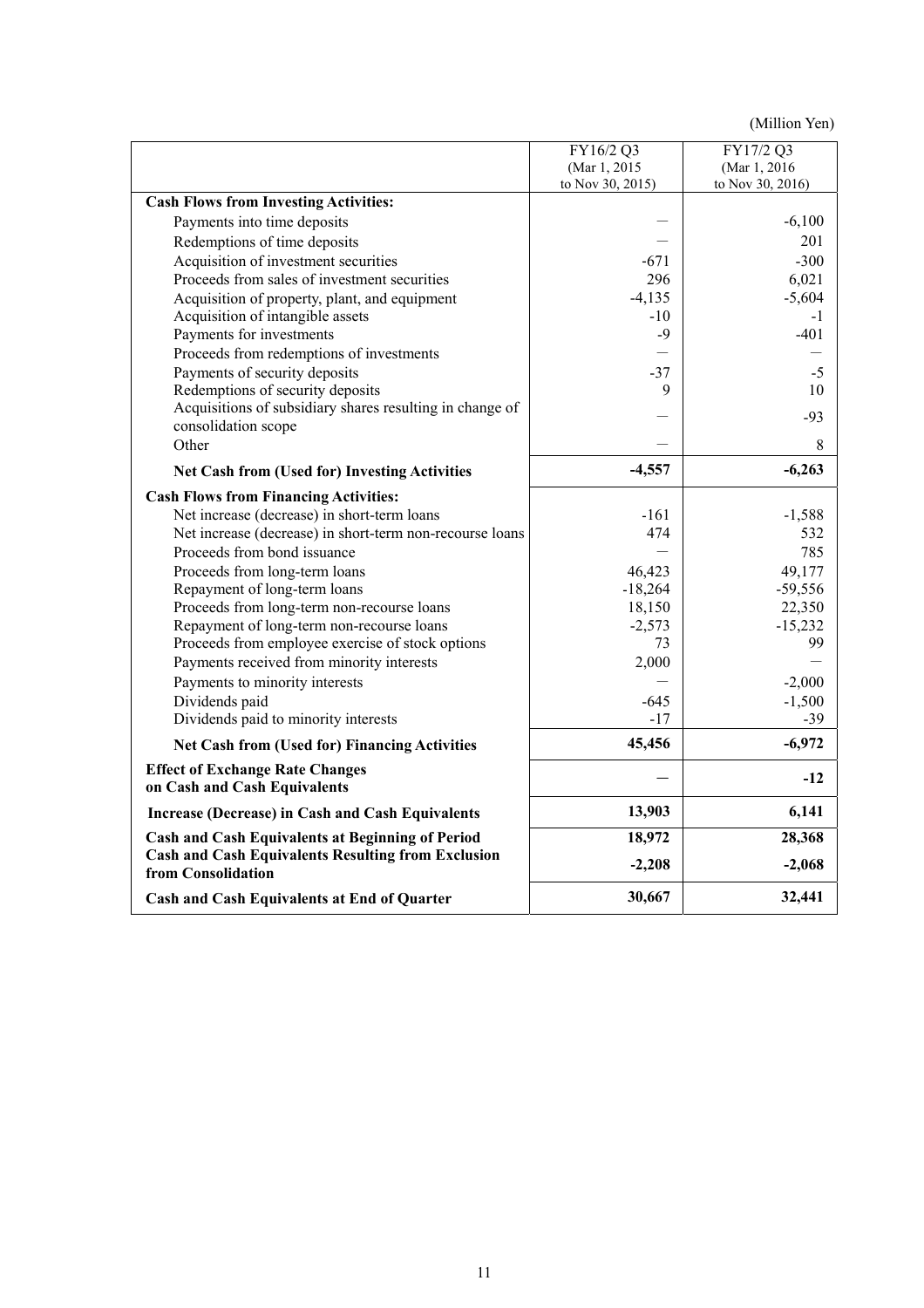(Million Yen)

| | FY16/2 Q3 (Mar 1, 2015 to Nov 30, 2015) | FY17/2 Q3 (Mar 1, 2016 to Nov 30, 2016) |
|---|---|---|
| **Cash Flows from Investing Activities:** | | |
| Payments into time deposits | — | -6,100 |
| Redemptions of time deposits | — | 201 |
| Acquisition of investment securities | -671 | -300 |
| Proceeds from sales of investment securities | 296 | 6,021 |
| Acquisition of property, plant, and equipment | -4,135 | -5,604 |
| Acquisition of intangible assets | -10 | -1 |
| Payments for investments | -9 | -401 |
| Proceeds from redemptions of investments | — | — |
| Payments of security deposits | -37 | -5 |
| Redemptions of security deposits | 9 | 10 |
| Acquisitions of subsidiary shares resulting in change of consolidation scope | — | -93 |
| Other | — | 8 |
| **Net Cash from (Used for) Investing Activities** | **-4,557** | **-6,263** |
| **Cash Flows from Financing Activities:** | | |
| Net increase (decrease) in short-term loans | -161 | -1,588 |
| Net increase (decrease) in short-term non-recourse loans | 474 | 532 |
| Proceeds from bond issuance | — | 785 |
| Proceeds from long-term loans | 46,423 | 49,177 |
| Repayment of long-term loans | -18,264 | -59,556 |
| Proceeds from long-term non-recourse loans | 18,150 | 22,350 |
| Repayment of long-term non-recourse loans | -2,573 | -15,232 |
| Proceeds from employee exercise of stock options | 73 | 99 |
| Payments received from minority interests | 2,000 | — |
| Payments to minority interests | — | -2,000 |
| Dividends paid | -645 | -1,500 |
| Dividends paid to minority interests | -17 | -39 |
| **Net Cash from (Used for) Financing Activities** | **45,456** | **-6,972** |
| **Effect of Exchange Rate Changes on Cash and Cash Equivalents** | **—** | **-12** |
| **Increase (Decrease) in Cash and Cash Equivalents** | **13,903** | **6,141** |
| **Cash and Cash Equivalents at Beginning of Period** | **18,972** | **28,368** |
| **Cash and Cash Equivalents Resulting from Exclusion from Consolidation** | **-2,208** | **-2,068** |
| **Cash and Cash Equivalents at End of Quarter** | **30,667** | **32,441** |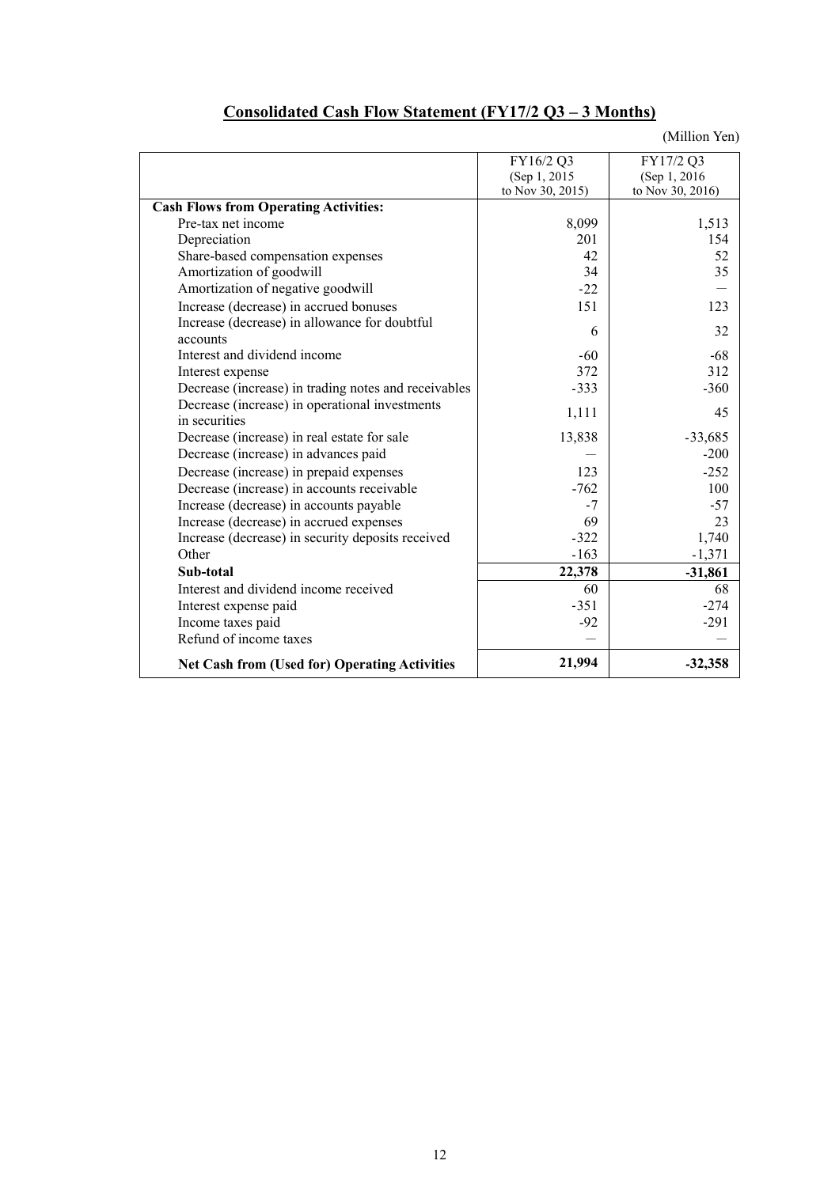## Consolidated Cash Flow Statement (FY17/2 Q3 – 3 Months)

(Million Yen)

| | FY16/2 Q3 (Sep 1, 2015 to Nov 30, 2015) | FY17/2 Q3 (Sep 1, 2016 to Nov 30, 2016) |
|---|---|---|
| **Cash Flows from Operating Activities:** | | |
| Pre-tax net income | 8,099 | 1,513 |
| Depreciation | 201 | 154 |
| Share-based compensation expenses | 42 | 52 |
| Amortization of goodwill | 34 | 35 |
| Amortization of negative goodwill | -22 | — |
| Increase (decrease) in accrued bonuses | 151 | 123 |
| Increase (decrease) in allowance for doubtful accounts | 6 | 32 |
| Interest and dividend income | -60 | -68 |
| Interest expense | 372 | 312 |
| Decrease (increase) in trading notes and receivables | -333 | -360 |
| Decrease (increase) in operational investments in securities | 1,111 | 45 |
| Decrease (increase) in real estate for sale | 13,838 | -33,685 |
| Decrease (increase) in advances paid | — | -200 |
| Decrease (increase) in prepaid expenses | 123 | -252 |
| Decrease (increase) in accounts receivable | -762 | 100 |
| Increase (decrease) in accounts payable | -7 | -57 |
| Increase (decrease) in accrued expenses | 69 | 23 |
| Increase (decrease) in security deposits received | -322 | 1,740 |
| Other | -163 | -1,371 |
| **Sub-total** | **22,378** | **-31,861** |
| Interest and dividend income received | 60 | 68 |
| Interest expense paid | -351 | -274 |
| Income taxes paid | -92 | -291 |
| Refund of income taxes | — | — |
| **Net Cash from (Used for) Operating Activities** | **21,994** | **-32,358** |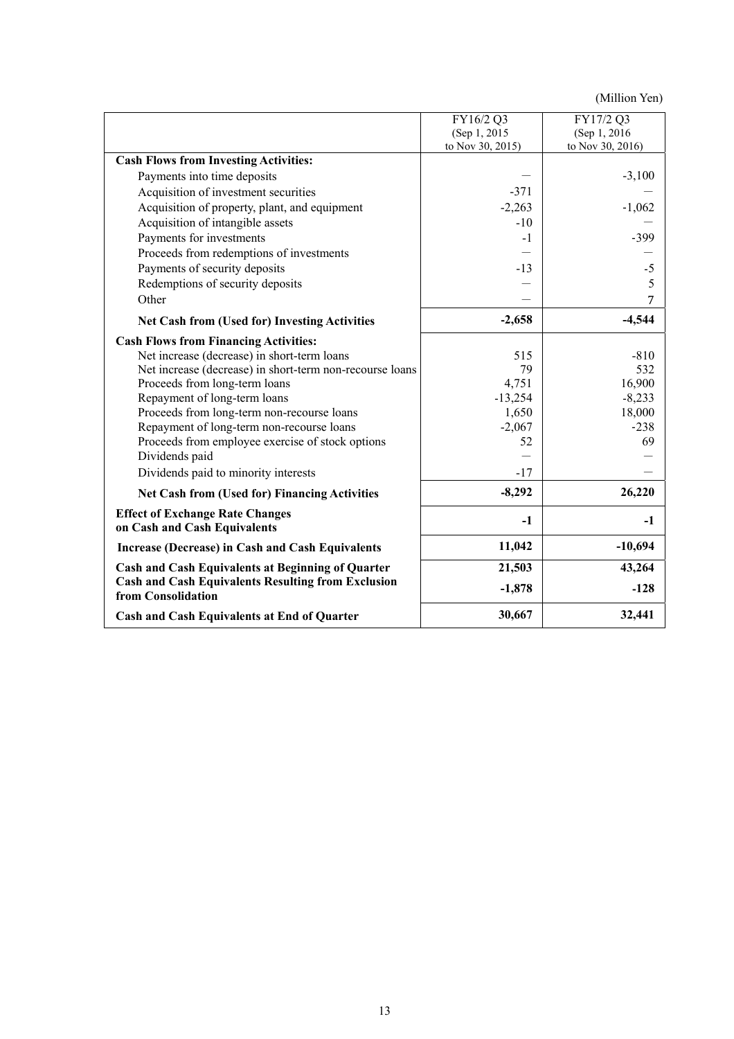(Million Yen)

| | FY16/2 Q3 (Sep 1, 2015 to Nov 30, 2015) | FY17/2 Q3 (Sep 1, 2016 to Nov 30, 2016) |
|---|---|---|
| **Cash Flows from Investing Activities:** | | |
| Payments into time deposits | — | -3,100 |
| Acquisition of investment securities | -371 | — |
| Acquisition of property, plant, and equipment | -2,263 | -1,062 |
| Acquisition of intangible assets | -10 | — |
| Payments for investments | -1 | -399 |
| Proceeds from redemptions of investments | — | — |
| Payments of security deposits | -13 | -5 |
| Redemptions of security deposits | — | 5 |
| Other | — | 7 |
| **Net Cash from (Used for) Investing Activities** | **-2,658** | **-4,544** |
| **Cash Flows from Financing Activities:** | | |
| Net increase (decrease) in short-term loans | 515 | -810 |
| Net increase (decrease) in short-term non-recourse loans | 79 | 532 |
| Proceeds from long-term loans | 4,751 | 16,900 |
| Repayment of long-term loans | -13,254 | -8,233 |
| Proceeds from long-term non-recourse loans | 1,650 | 18,000 |
| Repayment of long-term non-recourse loans | -2,067 | -238 |
| Proceeds from employee exercise of stock options | 52 | 69 |
| Dividends paid | — | — |
| Dividends paid to minority interests | -17 | — |
| **Net Cash from (Used for) Financing Activities** | **-8,292** | **26,220** |
| **Effect of Exchange Rate Changes on Cash and Cash Equivalents** | **-1** | **-1** |
| **Increase (Decrease) in Cash and Cash Equivalents** | **11,042** | **-10,694** |
| **Cash and Cash Equivalents at Beginning of Quarter** | **21,503** | **43,264** |
| **Cash and Cash Equivalents Resulting from Exclusion from Consolidation** | **-1,878** | **-128** |
| **Cash and Cash Equivalents at End of Quarter** | **30,667** | **32,441** |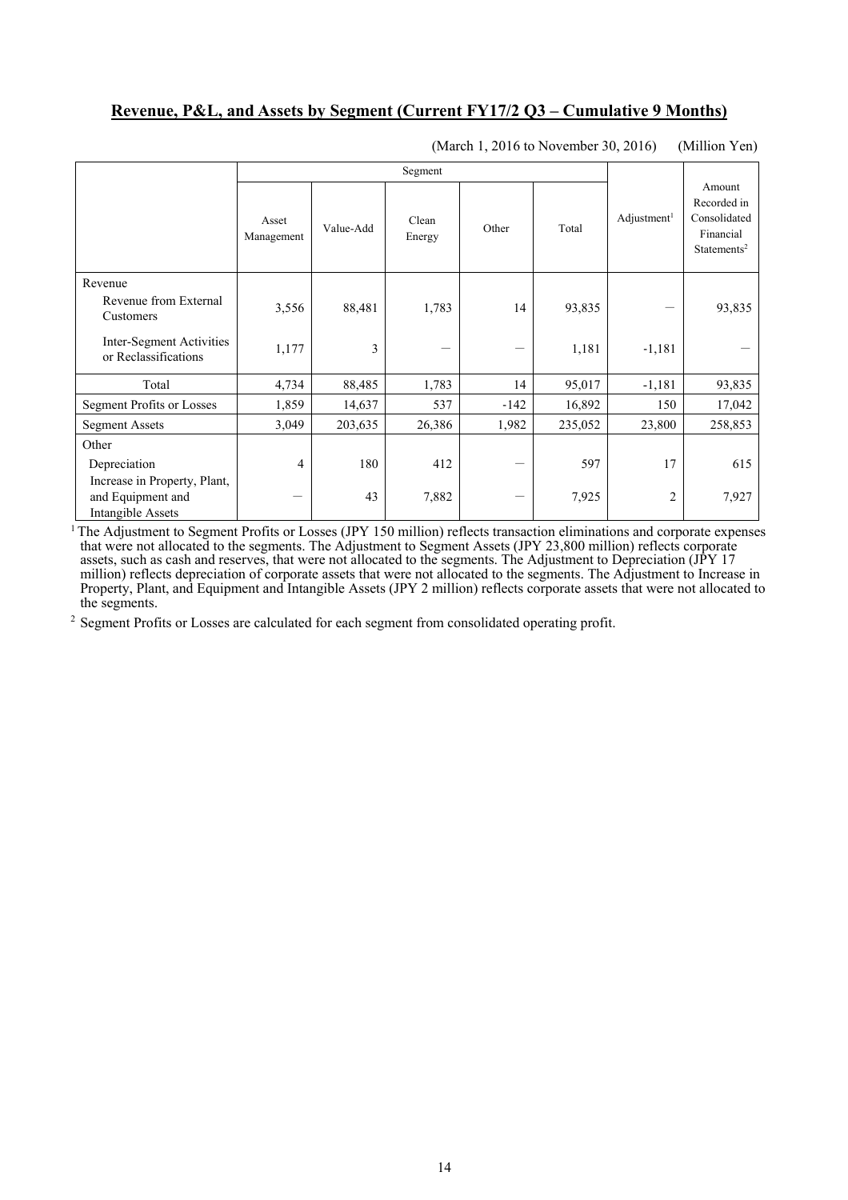## **Revenue, P&L, and Assets by Segment (Current FY17/2 Q3 – Cumulative 9 Months)**

(March 1, 2016 to November 30, 2016) (Million Yen)

| | Segment | | | | | Adjustment[1] | Amount Recorded in Consolidated Financial Statements[2] |
|---|---|---|---|---|---|---|---|
| | Asset Management | Value-Add | Clean Energy | Other | Total | | |
| Revenue | | | | | | | |
| Revenue from External Customers | 3,556 | 88,481 | 1,783 | 14 | 93,835 | – | 93,835 |
| Inter-Segment Activities or Reclassifications | 1,177 | 3 | – | – | 1,181 | -1,181 | – |
| Total | 4,734 | 88,485 | 1,783 | 14 | 95,017 | -1,181 | 93,835 |
| Segment Profits or Losses | 1,859 | 14,637 | 537 | -142 | 16,892 | 150 | 17,042 |
| Segment Assets | 3,049 | 203,635 | 26,386 | 1,982 | 235,052 | 23,800 | 258,853 |
| Other | | | | | | | |
| Depreciation | 4 | 180 | 412 | – | 597 | 17 | 615 |
| Increase in Property, Plant, and Equipment and Intangible Assets | – | 43 | 7,882 | – | 7,925 | 2 | 7,927 |

[1] The Adjustment to Segment Profits or Losses (JPY 150 million) reflects transaction eliminations and corporate expenses that were not allocated to the segments. The Adjustment to Segment Assets (JPY 23,800 million) reflects corporate assets, such as cash and reserves, that were not allocated to the segments. The Adjustment to Depreciation (JPY 17 million) reflects depreciation of corporate assets that were not allocated to the segments. The Adjustment to Increase in Property, Plant, and Equipment and Intangible Assets (JPY 2 million) reflects corporate assets that were not allocated to the segments.

[2] Segment Profits or Losses are calculated for each segment from consolidated operating profit.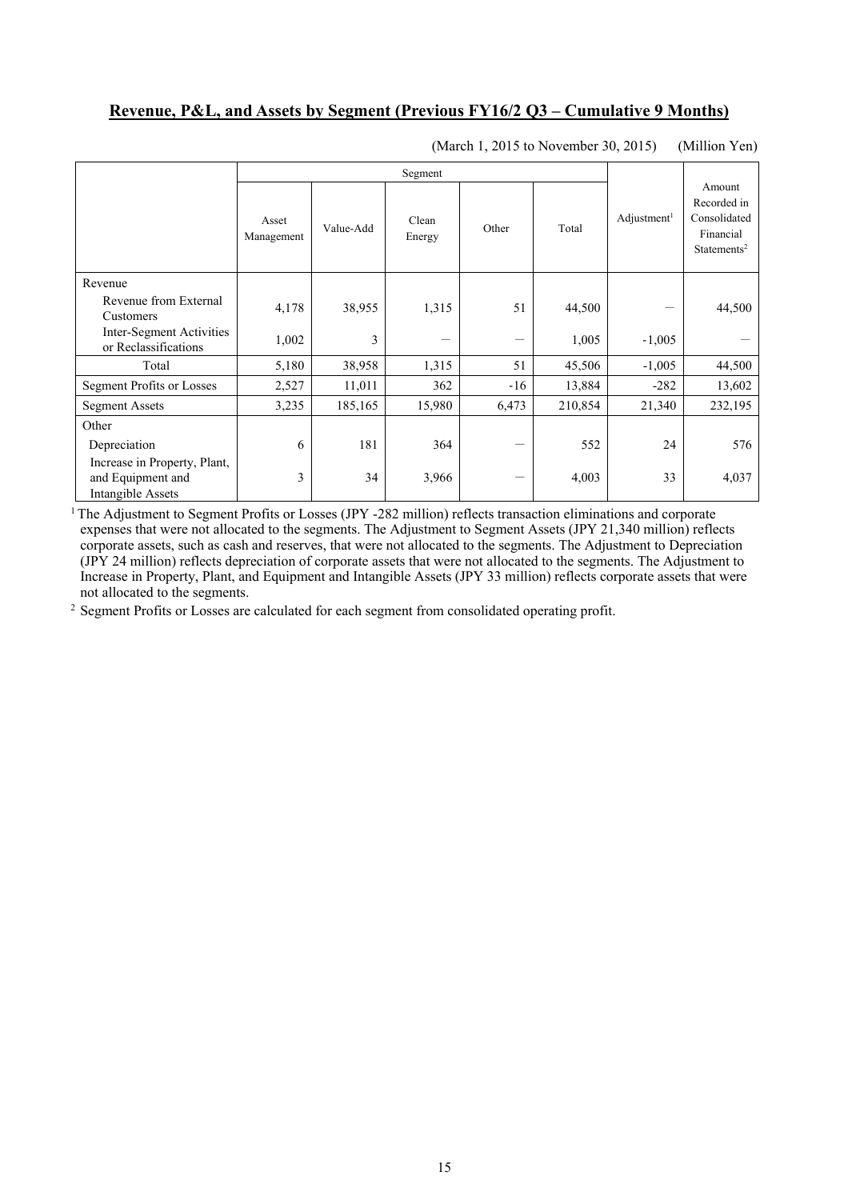## **Revenue, P&L, and Assets by Segment (Previous FY16/2 Q3 – Cumulative 9 Months)**

(March 1, 2015 to November 30, 2015) (Million Yen)

| | Segment | | | | | Adjustment[1] | Amount Recorded in Consolidated Financial Statements[2] |
|---|---|---|---|---|---|---|---|
| | Asset Management | Value-Add | Clean Energy | Other | Total | | |
| Revenue | | | | | | | |
| Revenue from External Customers | 4,178 | 38,955 | 1,315 | 51 | 44,500 | — | 44,500 |
| Inter-Segment Activities or Reclassifications | 1,002 | 3 | — | — | 1,005 | -1,005 | — |
| Total | 5,180 | 38,958 | 1,315 | 51 | 45,506 | -1,005 | 44,500 |
| Segment Profits or Losses | 2,527 | 11,011 | 362 | -16 | 13,884 | -282 | 13,602 |
| Segment Assets | 3,235 | 185,165 | 15,980 | 6,473 | 210,854 | 21,340 | 232,195 |
| Other | | | | | | | |
| Depreciation | 6 | 181 | 364 | — | 552 | 24 | 576 |
| Increase in Property, Plant, and Equipment and Intangible Assets | 3 | 34 | 3,966 | — | 4,003 | 33 | 4,037 |

[1] The Adjustment to Segment Profits or Losses (JPY -282 million) reflects transaction eliminations and corporate expenses that were not allocated to the segments. The Adjustment to Segment Assets (JPY 21,340 million) reflects corporate assets, such as cash and reserves, that were not allocated to the segments. The Adjustment to Depreciation (JPY 24 million) reflects depreciation of corporate assets that were not allocated to the segments. The Adjustment to Increase in Property, Plant, and Equipment and Intangible Assets (JPY 33 million) reflects corporate assets that were not allocated to the segments.

[2] Segment Profits or Losses are calculated for each segment from consolidated operating profit.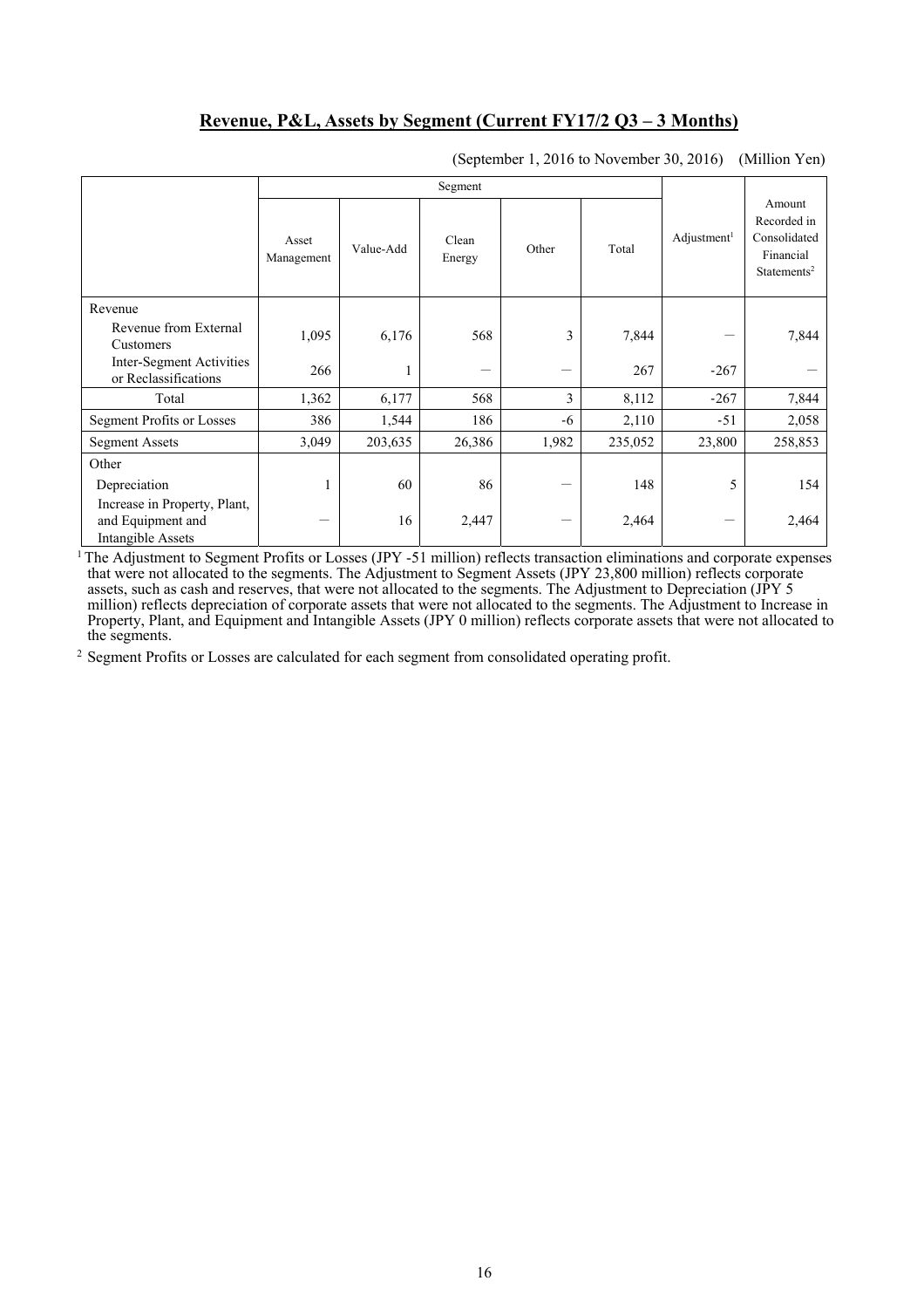## Revenue, P&L, Assets by Segment (Current FY17/2 Q3 – 3 Months)

(September 1, 2016 to November 30, 2016) (Million Yen)

| | Segment | | | | | Adjustment[1] | Amount Recorded in Consolidated Financial Statements[2] |
|---|---|---|---|---|---|---|---|
| | Asset Management | Value-Add | Clean Energy | Other | Total | | |
| Revenue | | | | | | | |
| Revenue from External Customers | 1,095 | 6,176 | 568 | 3 | 7,844 | － | 7,844 |
| Inter-Segment Activities or Reclassifications | 266 | 1 | － | － | 267 | -267 | － |
| Total | 1,362 | 6,177 | 568 | 3 | 8,112 | -267 | 7,844 |
| Segment Profits or Losses | 386 | 1,544 | 186 | -6 | 2,110 | -51 | 2,058 |
| Segment Assets | 3,049 | 203,635 | 26,386 | 1,982 | 235,052 | 23,800 | 258,853 |
| Other | | | | | | | |
| Depreciation | 1 | 60 | 86 | － | 148 | 5 | 154 |
| Increase in Property, Plant, and Equipment and Intangible Assets | － | 16 | 2,447 | － | 2,464 | － | 2,464 |

[1] The Adjustment to Segment Profits or Losses (JPY -51 million) reflects transaction eliminations and corporate expenses that were not allocated to the segments. The Adjustment to Segment Assets (JPY 23,800 million) reflects corporate assets, such as cash and reserves, that were not allocated to the segments. The Adjustment to Depreciation (JPY 5 million) reflects depreciation of corporate assets that were not allocated to the segments. The Adjustment to Increase in Property, Plant, and Equipment and Intangible Assets (JPY 0 million) reflects corporate assets that were not allocated to the segments.

[2] Segment Profits or Losses are calculated for each segment from consolidated operating profit.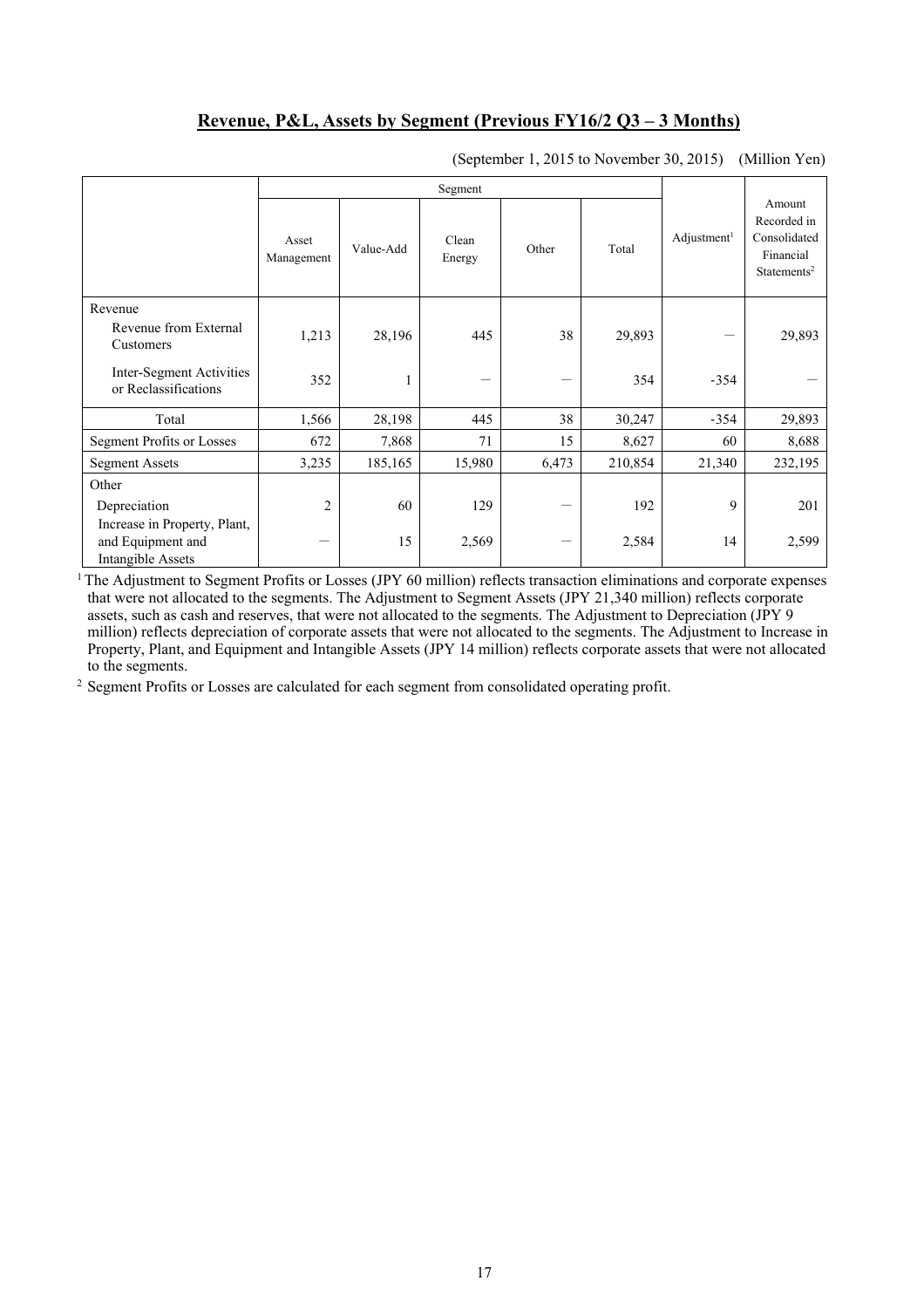## Revenue, P&L, Assets by Segment (Previous FY16/2 Q3 – 3 Months)

(September 1, 2015 to November 30, 2015) (Million Yen)

| | Segment | | | | | Adjustment[1] | Amount Recorded in Consolidated Financial Statements[2] |
|---|---|---|---|---|---|---|---|
| | Asset Management | Value-Add | Clean Energy | Other | Total | | |
| Revenue | | | | | | | |
| Revenue from External Customers | 1,213 | 28,196 | 445 | 38 | 29,893 | － | 29,893 |
| Inter-Segment Activities or Reclassifications | 352 | 1 | － | － | 354 | -354 | － |
| Total | 1,566 | 28,198 | 445 | 38 | 30,247 | -354 | 29,893 |
| Segment Profits or Losses | 672 | 7,868 | 71 | 15 | 8,627 | 60 | 8,688 |
| Segment Assets | 3,235 | 185,165 | 15,980 | 6,473 | 210,854 | 21,340 | 232,195 |
| Other | | | | | | | |
| Depreciation | 2 | 60 | 129 | － | 192 | 9 | 201 |
| Increase in Property, Plant, and Equipment and Intangible Assets | － | 15 | 2,569 | － | 2,584 | 14 | 2,599 |

[1] The Adjustment to Segment Profits or Losses (JPY 60 million) reflects transaction eliminations and corporate expenses that were not allocated to the segments. The Adjustment to Segment Assets (JPY 21,340 million) reflects corporate assets, such as cash and reserves, that were not allocated to the segments. The Adjustment to Depreciation (JPY 9 million) reflects depreciation of corporate assets that were not allocated to the segments. The Adjustment to Increase in Property, Plant, and Equipment and Intangible Assets (JPY 14 million) reflects corporate assets that were not allocated to the segments.

[2] Segment Profits or Losses are calculated for each segment from consolidated operating profit.